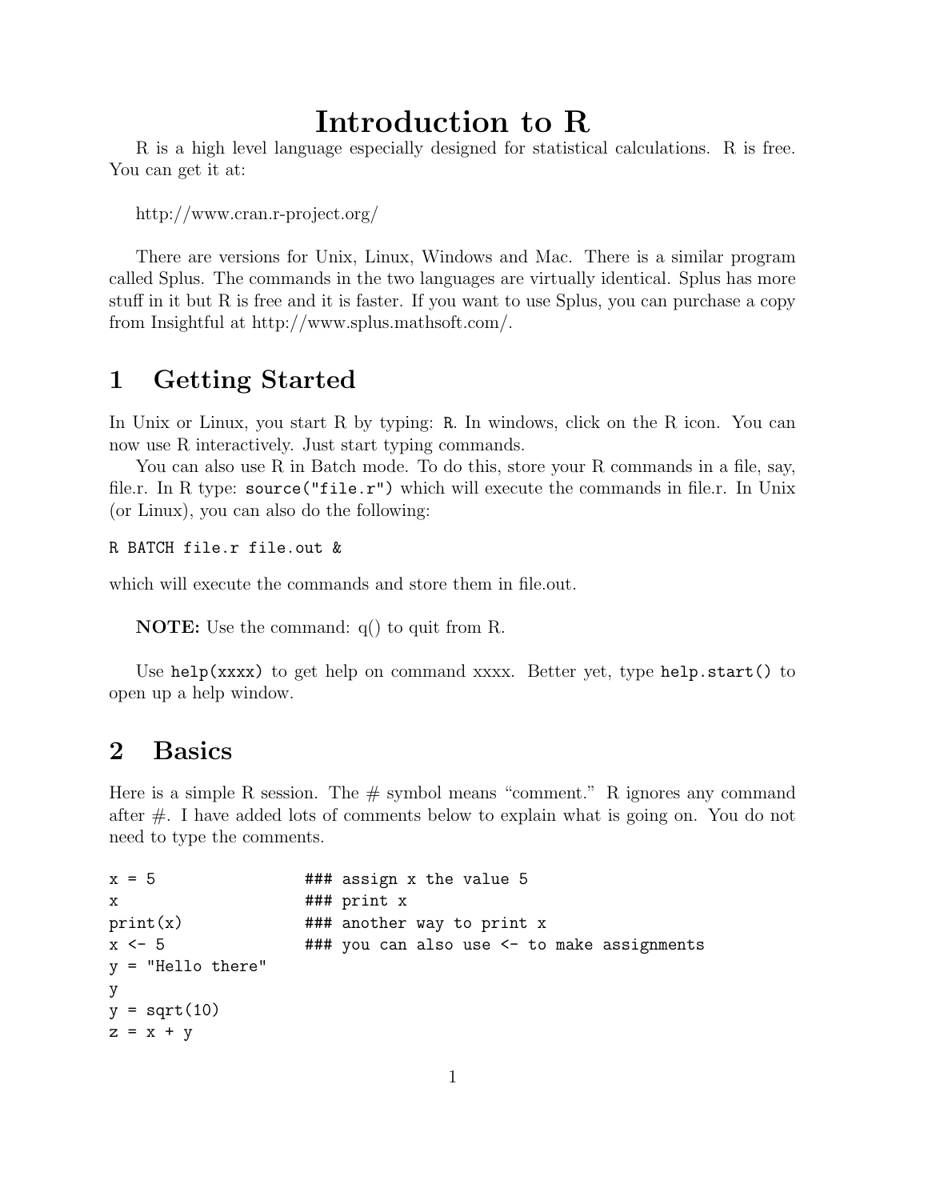# Introduction to R

R is a high level language especially designed for statistical calculations. R is free. You can get it at:

http://www.cran.r-project.org/

There are versions for Unix, Linux, Windows and Mac. There is a similar program called Splus. The commands in the two languages are virtually identical. Splus has more stuff in it but R is free and it is faster. If you want to use Splus, you can purchase a copy from Insightful at http://www.splus.mathsoft.com/.

## 1 Getting Started

In Unix or Linux, you start R by typing: `R`. In windows, click on the R icon. You can now use R interactively. Just start typing commands.

You can also use R in Batch mode. To do this, store your R commands in a file, say, file.r. In R type: `source("file.r")` which will execute the commands in file.r. In Unix (or Linux), you can also do the following:

```
R BATCH file.r file.out &
```

which will execute the commands and store them in file.out.

**NOTE:** Use the command: q() to quit from R.

Use `help(xxxx)` to get help on command xxxx. Better yet, type `help.start()` to open up a help window.

## 2 Basics

Here is a simple R session. The # symbol means "comment." R ignores any command after #. I have added lots of comments below to explain what is going on. You do not need to type the comments.

```
x = 5                ### assign x the value 5
x                    ### print x
print(x)             ### another way to print x
x <- 5               ### you can also use <- to make assignments
y = "Hello there"
y
y = sqrt(10)
z = x + y
```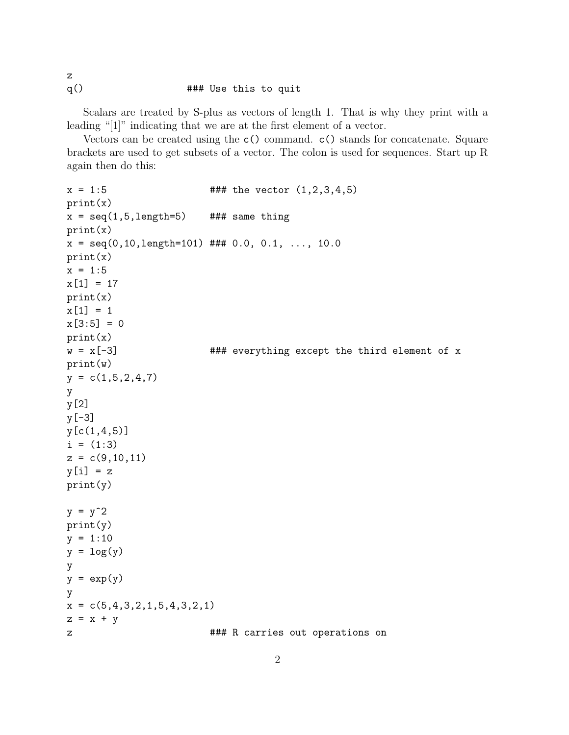```
z
q()                    ### Use this to quit
```

Scalars are treated by S-plus as vectors of length 1. That is why they print with a leading "[1]" indicating that we are at the first element of a vector.

Vectors can be created using the `c()` command. `c()` stands for concatenate. Square brackets are used to get subsets of a vector. The colon is used for sequences. Start up R again then do this:

```
x = 1:5                   ### the vector (1,2,3,4,5)
print(x)
x = seq(1,5,length=5)     ### same thing
print(x)
x = seq(0,10,length=101) ### 0.0, 0.1, ..., 10.0
print(x)
x = 1:5
x[1] = 17
print(x)
x[1] = 1
x[3:5] = 0
print(x)
w = x[-3]                 ### everything except the third element of x
print(w)
y = c(1,5,2,4,7)
y
y[2]
y[-3]
y[c(1,4,5)]
i = (1:3)
z = c(9,10,11)
y[i] = z
print(y)

y = y^2
print(y)
y = 1:10
y = log(y)
y
y = exp(y)
y
x = c(5,4,3,2,1,5,4,3,2,1)
z = x + y
z                         ### R carries out operations on
```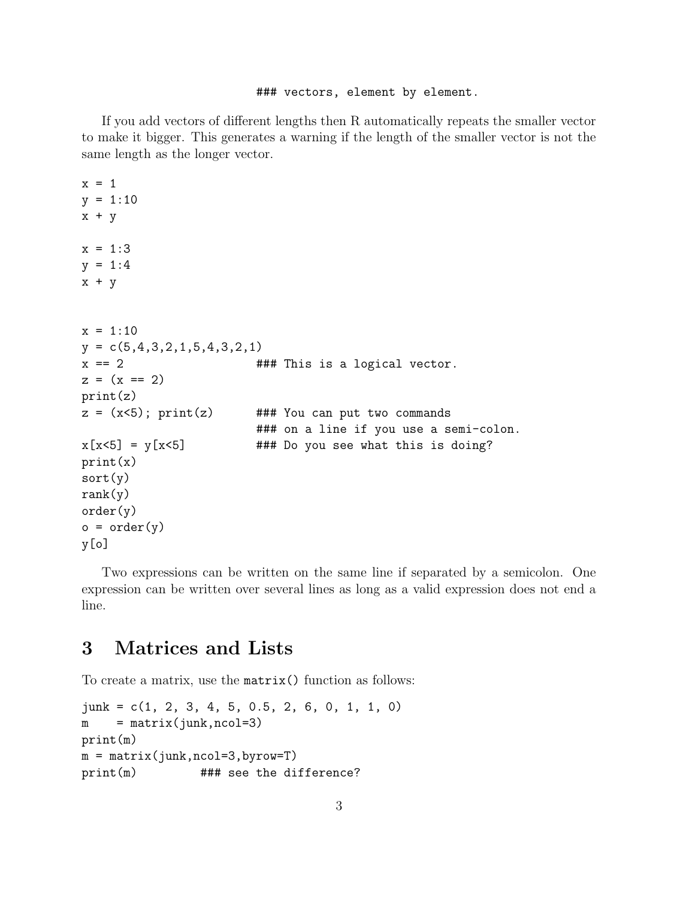```
### vectors, element by element.
```

If you add vectors of different lengths then R automatically repeats the smaller vector to make it bigger. This generates a warning if the length of the smaller vector is not the same length as the longer vector.

```
x = 1
y = 1:10
x + y

x = 1:3
y = 1:4
x + y


x = 1:10
y = c(5,4,3,2,1,5,4,3,2,1)
x == 2                   ### This is a logical vector.
z = (x == 2)
print(z)
z = (x<5); print(z)      ### You can put two commands
                         ### on a line if you use a semi-colon.
x[x<5] = y[x<5]          ### Do you see what this is doing?
print(x)
sort(y)
rank(y)
order(y)
o = order(y)
y[o]
```

Two expressions can be written on the same line if separated by a semicolon. One expression can be written over several lines as long as a valid expression does not end a line.

# 3 Matrices and Lists

To create a matrix, use the `matrix()` function as follows:

```
junk = c(1, 2, 3, 4, 5, 0.5, 2, 6, 0, 1, 1, 0)
m    = matrix(junk,ncol=3)
print(m)
m = matrix(junk,ncol=3,byrow=T)
print(m)         ### see the difference?
```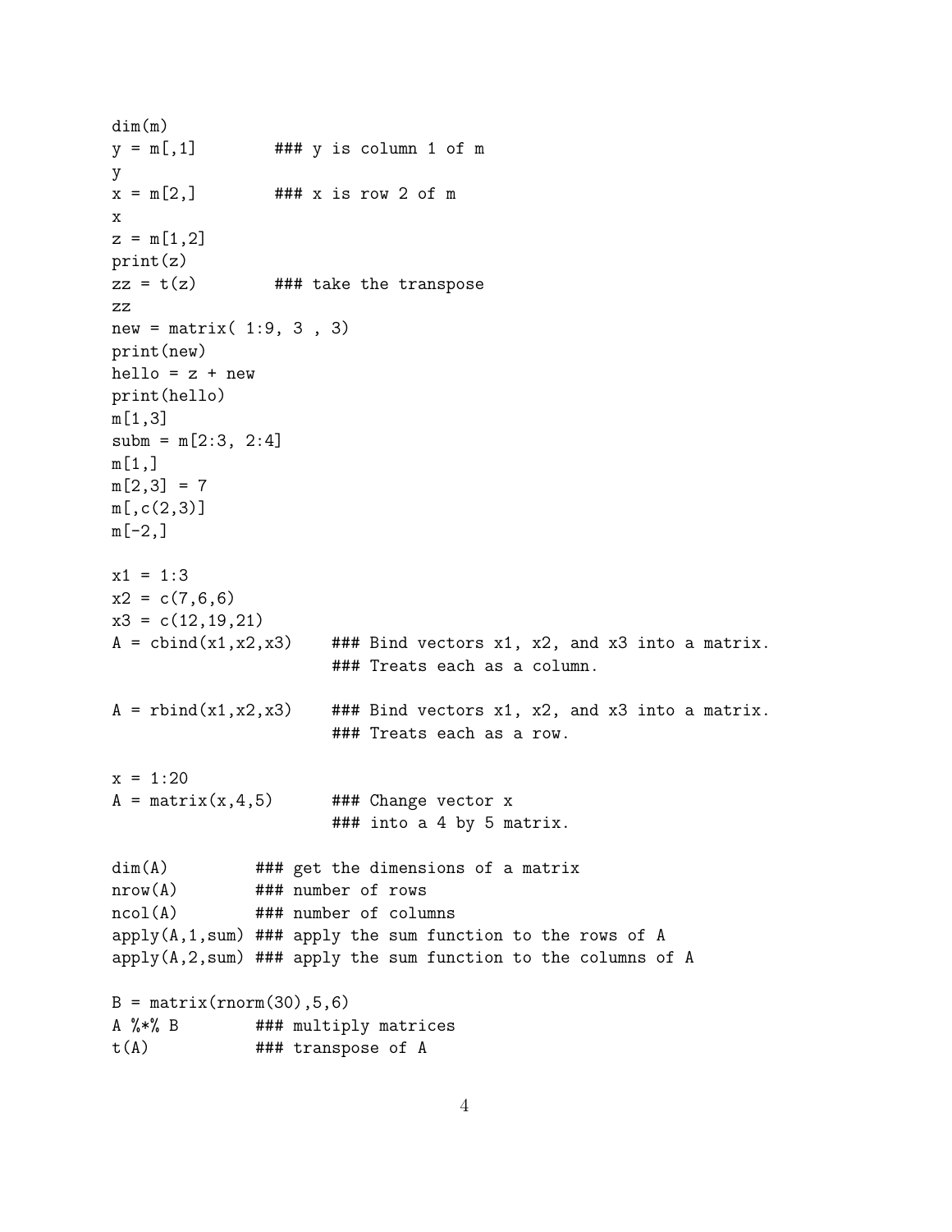```
dim(m)
y = m[,1]          ### y is column 1 of m
y
x = m[2,]          ### x is row 2 of m
x
z = m[1,2]
print(z)
zz = t(z)          ### take the transpose
zz
new = matrix( 1:9, 3 , 3)
print(new)
hello = z + new
print(hello)
m[1,3]
subm = m[2:3, 2:4]
m[1,]
m[2,3] = 7
m[,c(2,3)]
m[-2,]

x1 = 1:3
x2 = c(7,6,6)
x3 = c(12,19,21)
A = cbind(x1,x2,x3)    ### Bind vectors x1, x2, and x3 into a matrix.
                       ### Treats each as a column.

A = rbind(x1,x2,x3)    ### Bind vectors x1, x2, and x3 into a matrix.
                       ### Treats each as a row.

x = 1:20
A = matrix(x,4,5)      ### Change vector x
                       ### into a 4 by 5 matrix.

dim(A)          ### get the dimensions of a matrix
nrow(A)         ### number of rows
ncol(A)         ### number of columns
apply(A,1,sum) ### apply the sum function to the rows of A
apply(A,2,sum) ### apply the sum function to the columns of A

B = matrix(rnorm(30),5,6)
A %*% B         ### multiply matrices
t(A)            ### transpose of A
```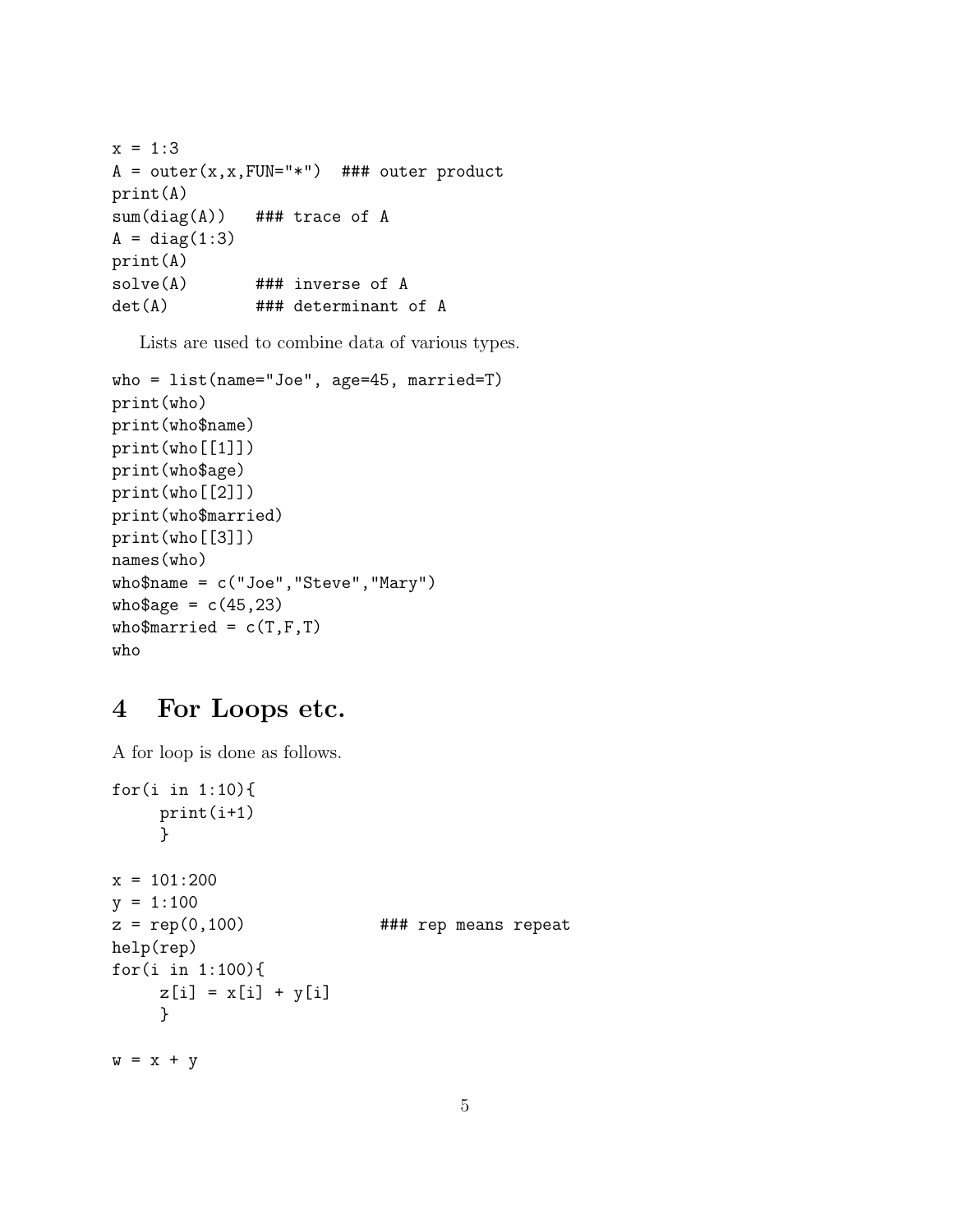```
x = 1:3
A = outer(x,x,FUN="*")  ### outer product
print(A)
sum(diag(A))   ### trace of A
A = diag(1:3)
print(A)
solve(A)       ### inverse of A
det(A)         ### determinant of A
```

Lists are used to combine data of various types.

```
who = list(name="Joe", age=45, married=T)
print(who)
print(who$name)
print(who[[1]])
print(who$age)
print(who[[2]])
print(who$married)
print(who[[3]])
names(who)
who$name = c("Joe","Steve","Mary")
who$age = c(45,23)
who$married = c(T,F,T)
who
```

# 4 For Loops etc.

A for loop is done as follows.

```
for(i in 1:10){
     print(i+1)
     }

x = 101:200
y = 1:100
z = rep(0,100)              ### rep means repeat
help(rep)
for(i in 1:100){
     z[i] = x[i] + y[i]
     }

w = x + y
```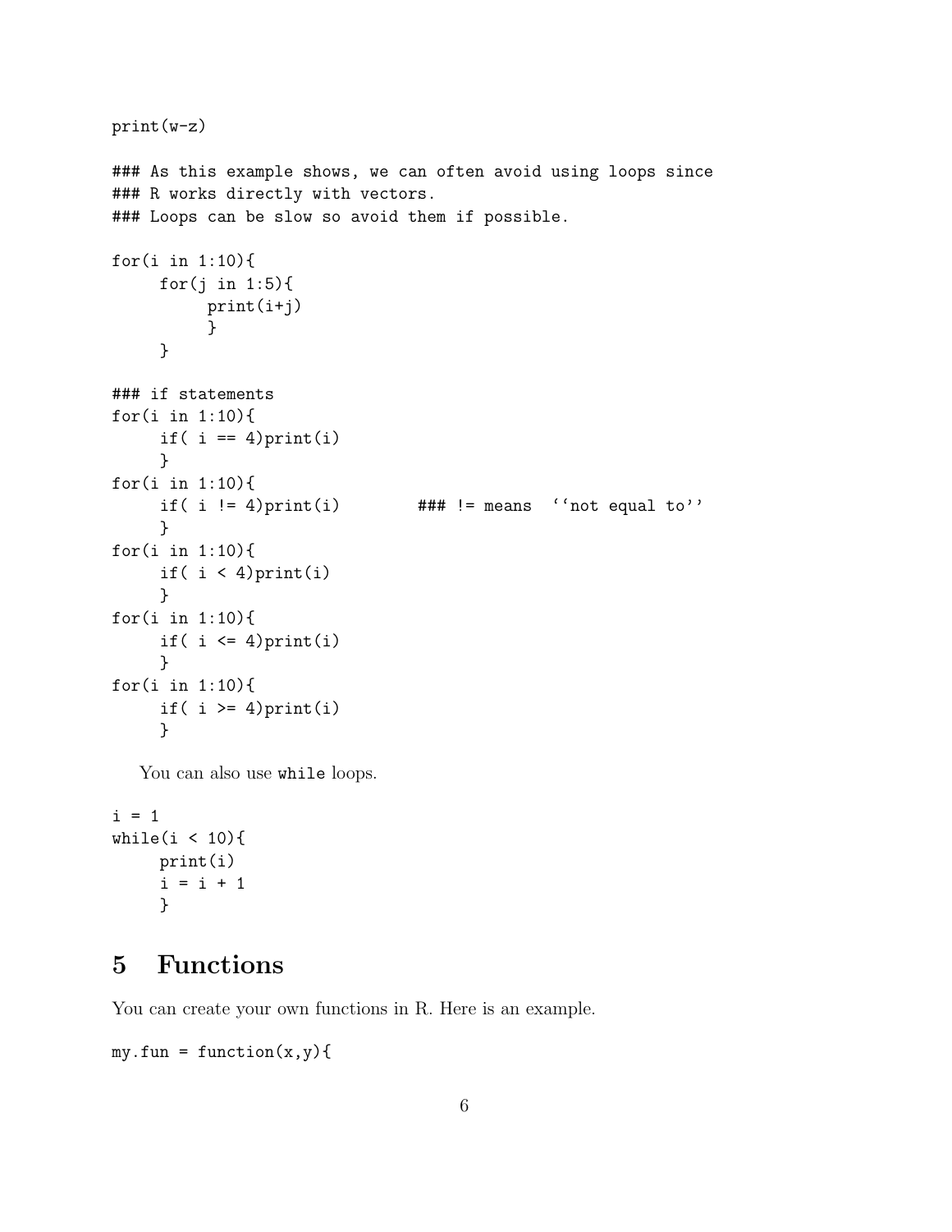```
print(w-z)

### As this example shows, we can often avoid using loops since
### R works directly with vectors.
### Loops can be slow so avoid them if possible.

for(i in 1:10){
     for(j in 1:5){
          print(i+j)
          }
     }

### if statements
for(i in 1:10){
     if( i == 4)print(i)
     }
for(i in 1:10){
     if( i != 4)print(i)          ### != means  ``not equal to''
     }
for(i in 1:10){
     if( i < 4)print(i)
     }
for(i in 1:10){
     if( i <= 4)print(i)
     }
for(i in 1:10){
     if( i >= 4)print(i)
     }
```

You can also use `while` loops.

```
i = 1
while(i < 10){
     print(i)
     i = i + 1
     }
```

# 5 Functions

You can create your own functions in R. Here is an example.

```
my.fun = function(x,y){
```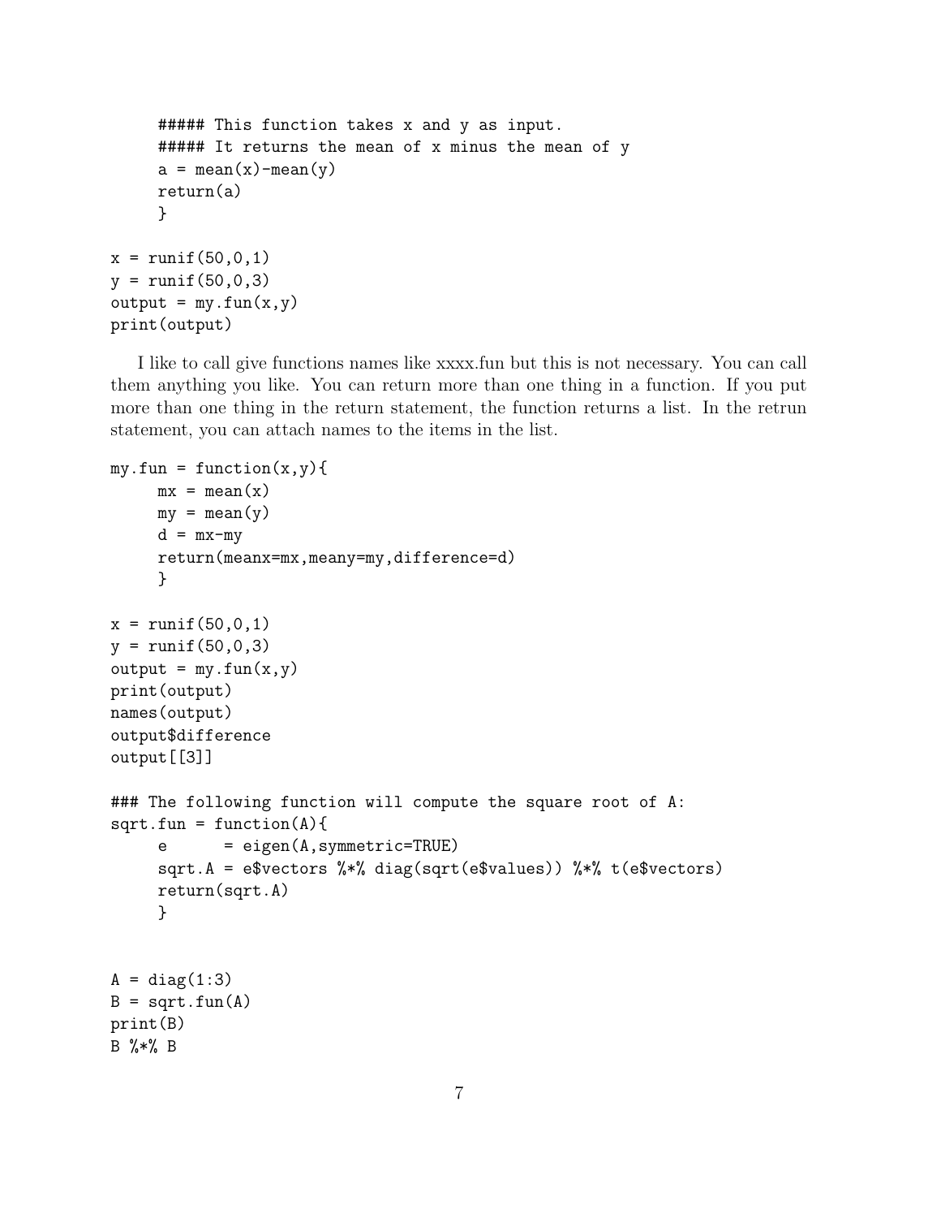```
     ##### This function takes x and y as input.
     ##### It returns the mean of x minus the mean of y
     a = mean(x)-mean(y)
     return(a)
     }

x = runif(50,0,1)
y = runif(50,0,3)
output = my.fun(x,y)
print(output)
```

I like to call give functions names like xxxx.fun but this is not necessary. You can call them anything you like. You can return more than one thing in a function. If you put more than one thing in the return statement, the function returns a list. In the retrun statement, you can attach names to the items in the list.

```
my.fun = function(x,y){
     mx = mean(x)
     my = mean(y)
     d = mx-my
     return(meanx=mx,meany=my,difference=d)
     }

x = runif(50,0,1)
y = runif(50,0,3)
output = my.fun(x,y)
print(output)
names(output)
output$difference
output[[3]]

### The following function will compute the square root of A:
sqrt.fun = function(A){
     e      = eigen(A,symmetric=TRUE)
     sqrt.A = e$vectors %*% diag(sqrt(e$values)) %*% t(e$vectors)
     return(sqrt.A)
     }


A = diag(1:3)
B = sqrt.fun(A)
print(B)
B %*% B
```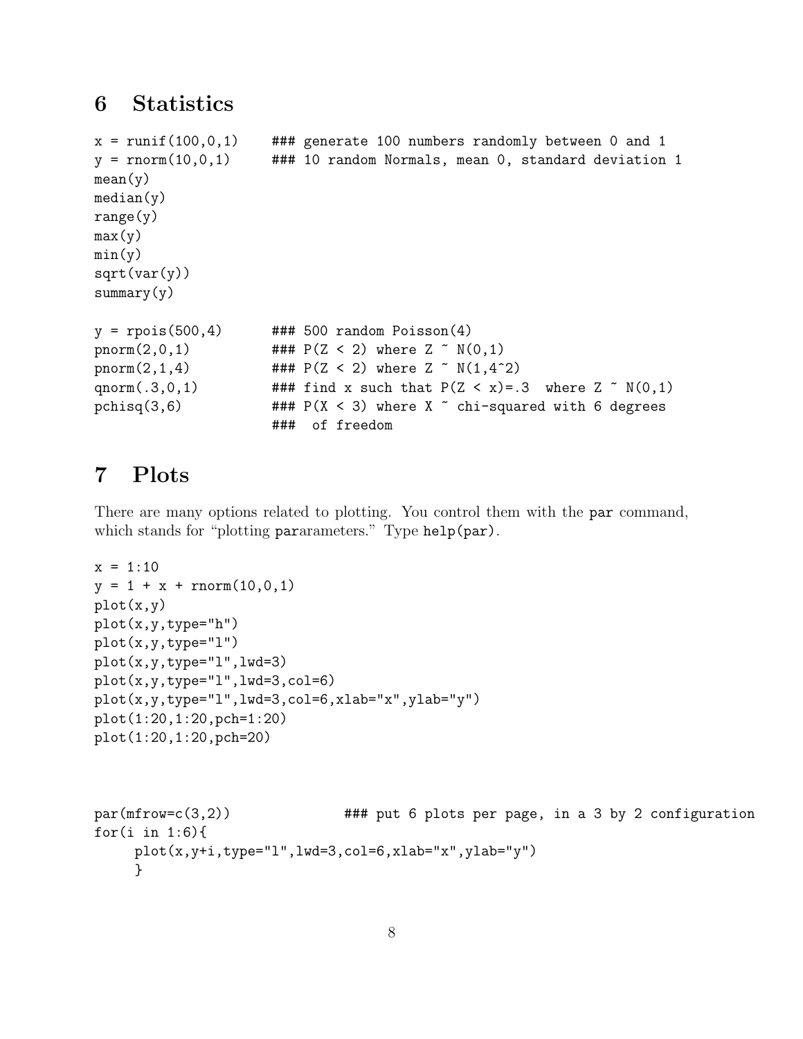## 6 Statistics

```
x = runif(100,0,1)    ### generate 100 numbers randomly between 0 and 1
y = rnorm(10,0,1)     ### 10 random Normals, mean 0, standard deviation 1
mean(y)
median(y)
range(y)
max(y)
min(y)
sqrt(var(y))
summary(y)

y = rpois(500,4)      ### 500 random Poisson(4)
pnorm(2,0,1)          ### P(Z < 2) where Z ~ N(0,1)
pnorm(2,1,4)          ### P(Z < 2) where Z ~ N(1,4^2)
qnorm(.3,0,1)         ### find x such that P(Z < x)=.3  where Z ~ N(0,1)
pchisq(3,6)           ### P(X < 3) where X ~ chi-squared with 6 degrees
                      ###  of freedom
```

## 7 Plots

There are many options related to plotting. You control them with the `par` command, which stands for "plotting parameters." Type `help(par)`.

```
x = 1:10
y = 1 + x + rnorm(10,0,1)
plot(x,y)
plot(x,y,type="h")
plot(x,y,type="l")
plot(x,y,type="l",lwd=3)
plot(x,y,type="l",lwd=3,col=6)
plot(x,y,type="l",lwd=3,col=6,xlab="x",ylab="y")
plot(1:20,1:20,pch=1:20)
plot(1:20,1:20,pch=20)



par(mfrow=c(3,2))              ### put 6 plots per page, in a 3 by 2 configuration
for(i in 1:6){
     plot(x,y+i,type="l",lwd=3,col=6,xlab="x",ylab="y")
     }
```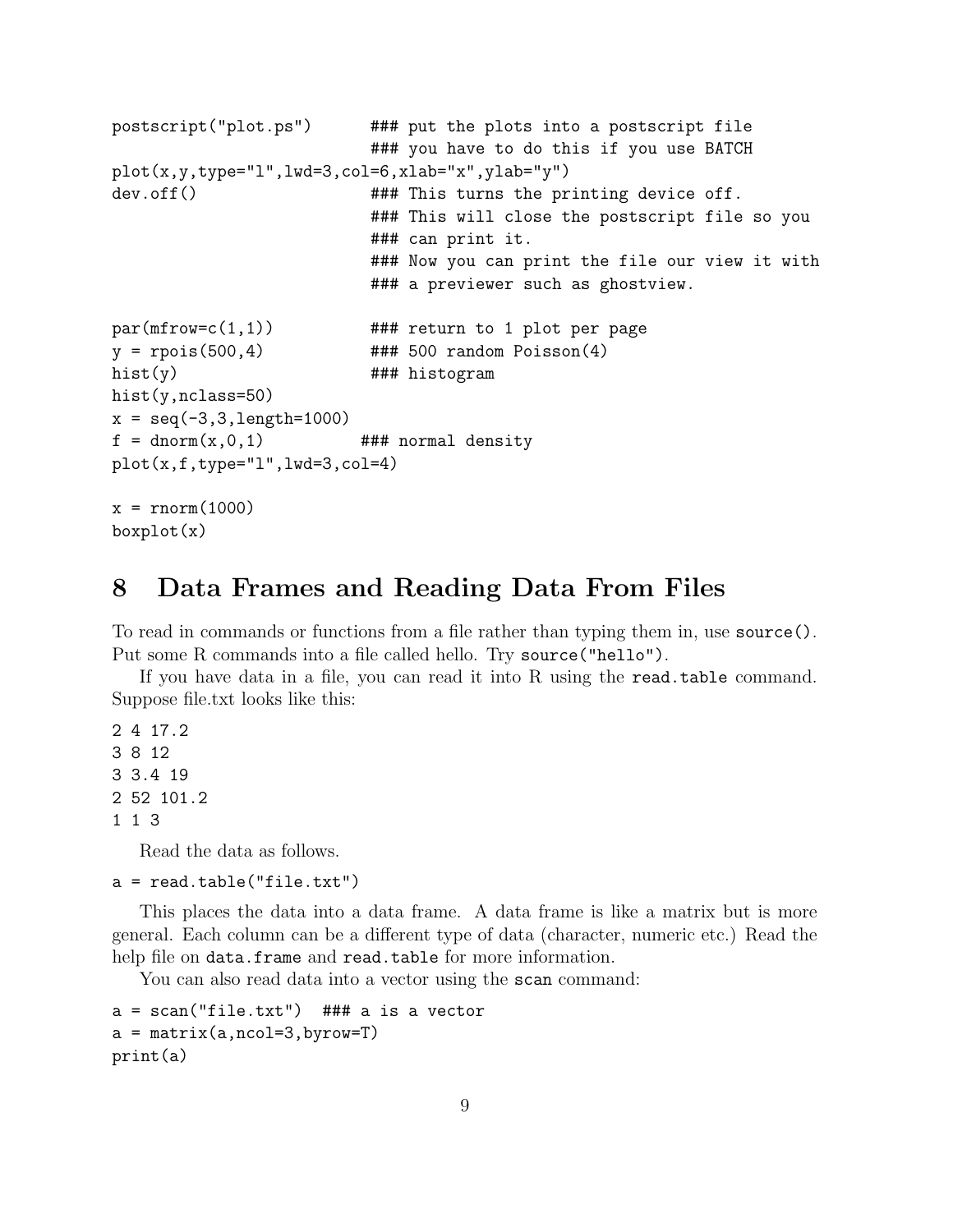```
postscript("plot.ps")       ### put the plots into a postscript file
                            ### you have to do this if you use BATCH
plot(x,y,type="l",lwd=3,col=6,xlab="x",ylab="y")
dev.off()                   ### This turns the printing device off.
                            ### This will close the postscript file so you
                            ### can print it.
                            ### Now you can print the file our view it with
                            ### a previewer such as ghostview.

par(mfrow=c(1,1))           ### return to 1 plot per page
y = rpois(500,4)            ### 500 random Poisson(4)
hist(y)                     ### histogram
hist(y,nclass=50)
x = seq(-3,3,length=1000)
f = dnorm(x,0,1)           ### normal density
plot(x,f,type="l",lwd=3,col=4)

x = rnorm(1000)
boxplot(x)
```

# 8 Data Frames and Reading Data From Files

To read in commands or functions from a file rather than typing them in, use `source()`. Put some R commands into a file called hello. Try `source("hello")`.

If you have data in a file, you can read it into R using the `read.table` command. Suppose file.txt looks like this:

```
2 4 17.2
3 8 12
3 3.4 19
2 52 101.2
1 1 3
```

Read the data as follows.

```
a = read.table("file.txt")
```

This places the data into a data frame. A data frame is like a matrix but is more general. Each column can be a different type of data (character, numeric etc.) Read the help file on `data.frame` and `read.table` for more information.

You can also read data into a vector using the `scan` command:

```
a = scan("file.txt")  ### a is a vector
a = matrix(a,ncol=3,byrow=T)
print(a)
```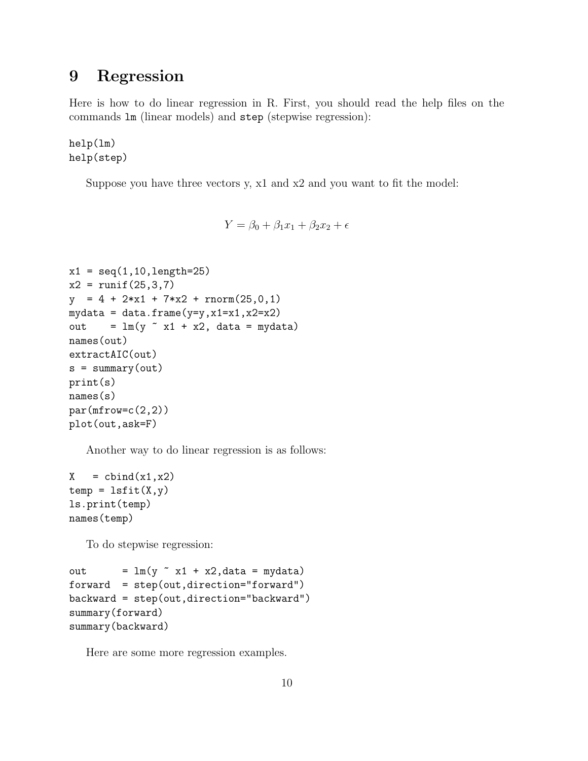# 9 Regression

Here is how to do linear regression in R. First, you should read the help files on the commands `lm` (linear models) and `step` (stepwise regression):

```
help(lm)
help(step)
```

Suppose you have three vectors y, x1 and x2 and you want to fit the model:

$$Y = \beta_0 + \beta_1 x_1 + \beta_2 x_2 + \epsilon$$

```
x1 = seq(1,10,length=25)
x2 = runif(25,3,7)
y  = 4 + 2*x1 + 7*x2 + rnorm(25,0,1)
mydata = data.frame(y=y,x1=x1,x2=x2)
out    = lm(y ~ x1 + x2, data = mydata)
names(out)
extractAIC(out)
s = summary(out)
print(s)
names(s)
par(mfrow=c(2,2))
plot(out,ask=F)
```

Another way to do linear regression is as follows:

```
X   = cbind(x1,x2)
temp = lsfit(X,y)
ls.print(temp)
names(temp)
```

To do stepwise regression:

```
out      = lm(y ~ x1 + x2,data = mydata)
forward  = step(out,direction="forward")
backward = step(out,direction="backward")
summary(forward)
summary(backward)
```

Here are some more regression examples.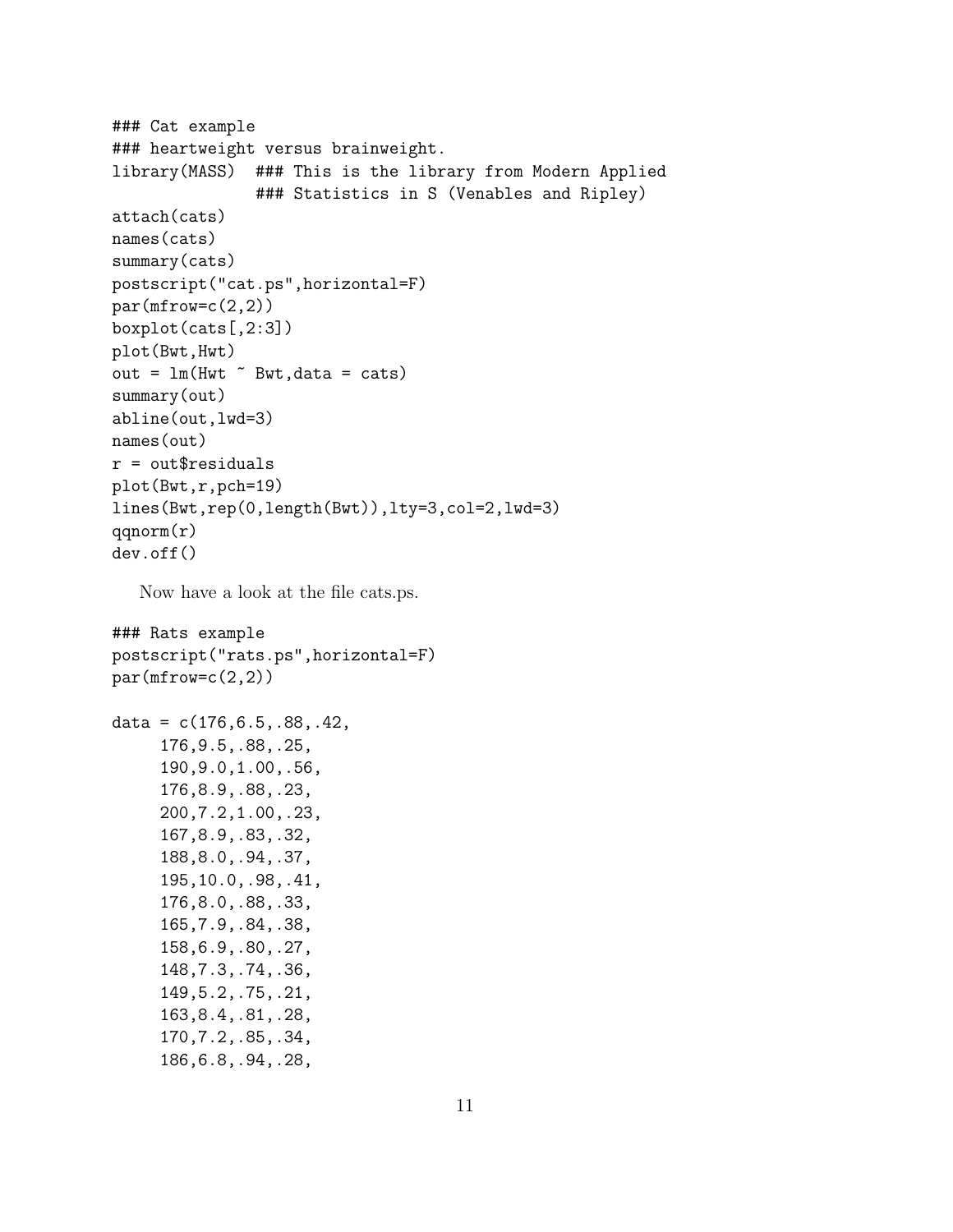```
### Cat example
### heartweight versus brainweight.
library(MASS)  ### This is the library from Modern Applied
               ### Statistics in S (Venables and Ripley)
attach(cats)
names(cats)
summary(cats)
postscript("cat.ps",horizontal=F)
par(mfrow=c(2,2))
boxplot(cats[,2:3])
plot(Bwt,Hwt)
out = lm(Hwt ~ Bwt,data = cats)
summary(out)
abline(out,lwd=3)
names(out)
r = out$residuals
plot(Bwt,r,pch=19)
lines(Bwt,rep(0,length(Bwt)),lty=3,col=2,lwd=3)
qqnorm(r)
dev.off()
```

Now have a look at the file cats.ps.

```
### Rats example
postscript("rats.ps",horizontal=F)
par(mfrow=c(2,2))

data = c(176,6.5,.88,.42,
     176,9.5,.88,.25,
     190,9.0,1.00,.56,
     176,8.9,.88,.23,
     200,7.2,1.00,.23,
     167,8.9,.83,.32,
     188,8.0,.94,.37,
     195,10.0,.98,.41,
     176,8.0,.88,.33,
     165,7.9,.84,.38,
     158,6.9,.80,.27,
     148,7.3,.74,.36,
     149,5.2,.75,.21,
     163,8.4,.81,.28,
     170,7.2,.85,.34,
     186,6.8,.94,.28,
```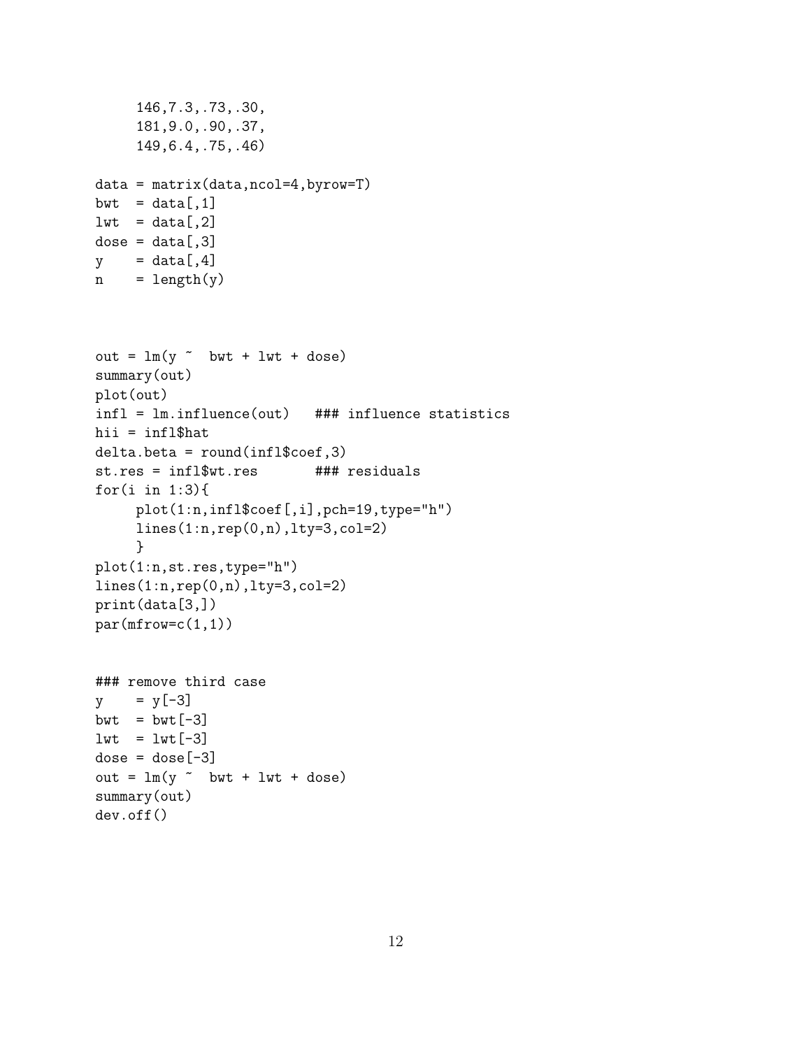```
     146,7.3,.73,.30,
     181,9.0,.90,.37,
     149,6.4,.75,.46)

data = matrix(data,ncol=4,byrow=T)
bwt  = data[,1]
lwt  = data[,2]
dose = data[,3]
y    = data[,4]
n    = length(y)



out = lm(y ~  bwt + lwt + dose)
summary(out)
plot(out)
infl = lm.influence(out)   ### influence statistics
hii = infl$hat
delta.beta = round(infl$coef,3)
st.res = infl$wt.res       ### residuals
for(i in 1:3){
     plot(1:n,infl$coef[,i],pch=19,type="h")
     lines(1:n,rep(0,n),lty=3,col=2)
     }
plot(1:n,st.res,type="h")
lines(1:n,rep(0,n),lty=3,col=2)
print(data[3,])
par(mfrow=c(1,1))


### remove third case
y    = y[-3]
bwt  = bwt[-3]
lwt  = lwt[-3]
dose = dose[-3]
out = lm(y ~  bwt + lwt + dose)
summary(out)
dev.off()
```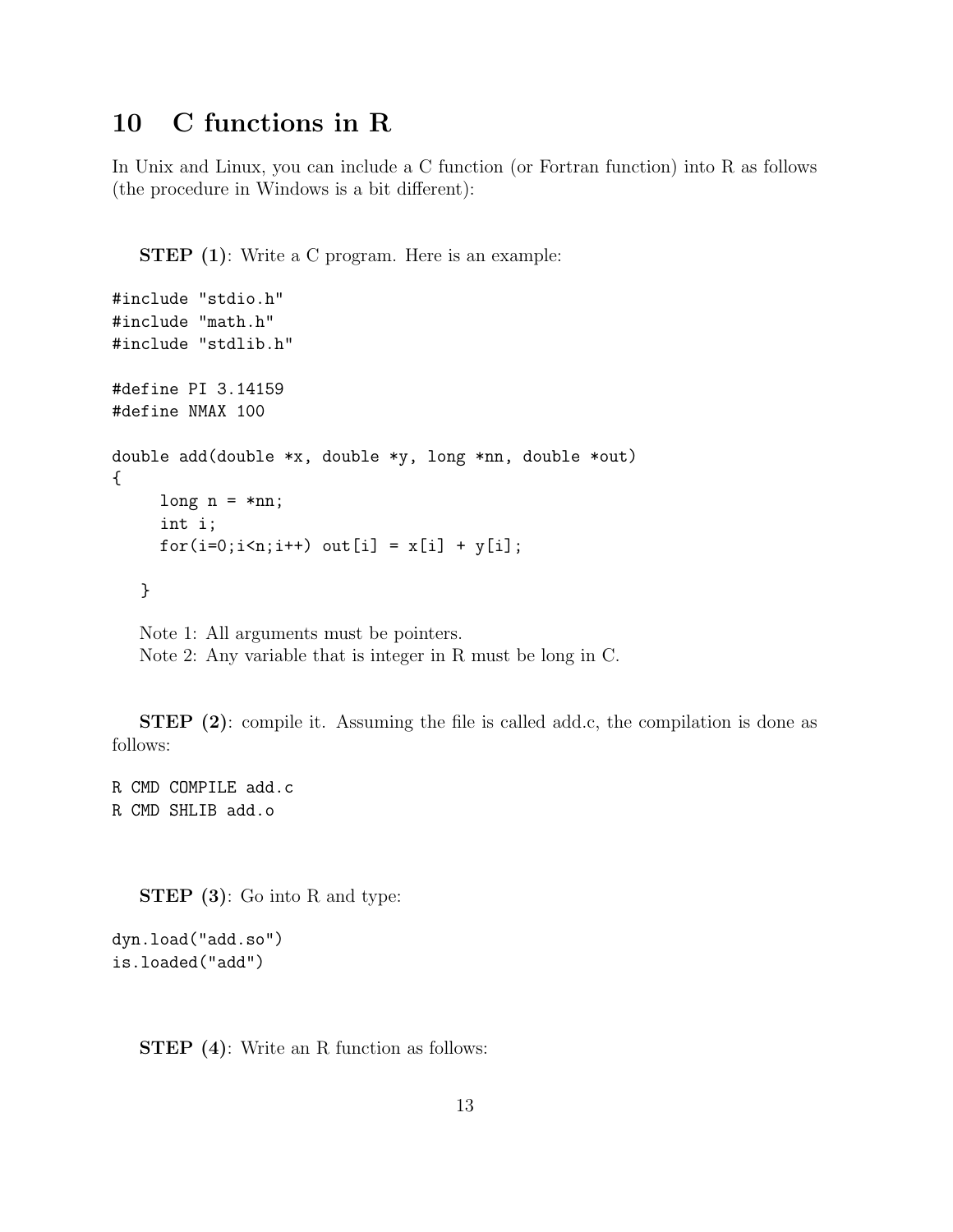# 10 C functions in R

In Unix and Linux, you can include a C function (or Fortran function) into R as follows (the procedure in Windows is a bit different):

**STEP (1)**: Write a C program. Here is an example:

```
#include "stdio.h"
#include "math.h"
#include "stdlib.h"

#define PI 3.14159
#define NMAX 100

double add(double *x, double *y, long *nn, double *out)
{
     long n = *nn;
     int i;
     for(i=0;i<n;i++) out[i] = x[i] + y[i];

   }
```

Note 1: All arguments must be pointers.
Note 2: Any variable that is integer in R must be long in C.

**STEP (2)**: compile it. Assuming the file is called add.c, the compilation is done as follows:

```
R CMD COMPILE add.c
R CMD SHLIB add.o
```

**STEP (3)**: Go into R and type:

```
dyn.load("add.so")
is.loaded("add")
```

**STEP (4)**: Write an R function as follows: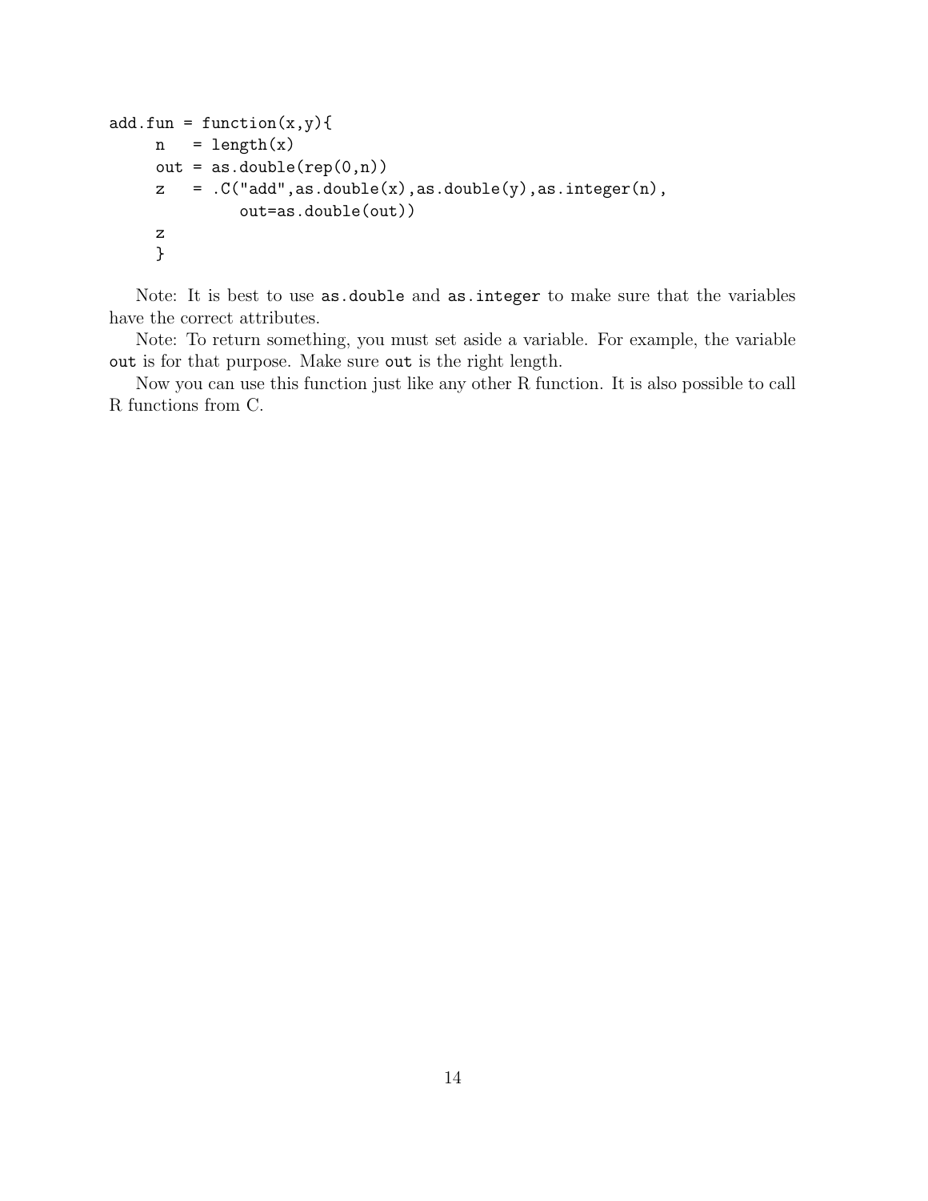```
add.fun = function(x,y){
     n   = length(x)
     out = as.double(rep(0,n))
     z   = .C("add",as.double(x),as.double(y),as.integer(n),
              out=as.double(out))
     z
     }
```

Note: It is best to use `as.double` and `as.integer` to make sure that the variables have the correct attributes.

Note: To return something, you must set aside a variable. For example, the variable `out` is for that purpose. Make sure `out` is the right length.

Now you can use this function just like any other R function. It is also possible to call R functions from C.